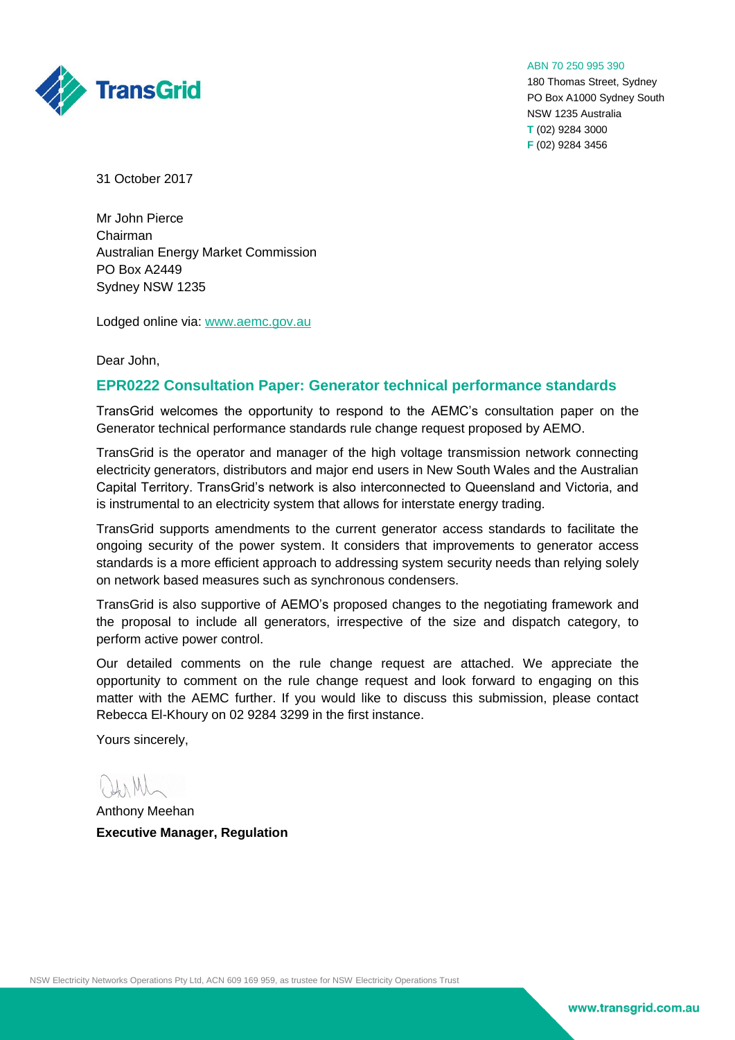TransGrid

ABN 70 250 995 390
180 Thomas Street, Sydney
PO Box A1000 Sydney South
NSW 1235 Australia
**T** (02) 9284 3000
**F** (02) 9284 3456

31 October 2017

Mr John Pierce
Chairman
Australian Energy Market Commission
PO Box A2449
Sydney NSW 1235

Lodged online via: [www.aemc.gov.au](http://www.aemc.gov.au)

Dear John,

## EPR0222 Consultation Paper: Generator technical performance standards

TransGrid welcomes the opportunity to respond to the AEMC's consultation paper on the Generator technical performance standards rule change request proposed by AEMO.

TransGrid is the operator and manager of the high voltage transmission network connecting electricity generators, distributors and major end users in New South Wales and the Australian Capital Territory. TransGrid's network is also interconnected to Queensland and Victoria, and is instrumental to an electricity system that allows for interstate energy trading.

TransGrid supports amendments to the current generator access standards to facilitate the ongoing security of the power system. It considers that improvements to generator access standards is a more efficient approach to addressing system security needs than relying solely on network based measures such as synchronous condensers.

TransGrid is also supportive of AEMO's proposed changes to the negotiating framework and the proposal to include all generators, irrespective of the size and dispatch category, to perform active power control.

Our detailed comments on the rule change request are attached. We appreciate the opportunity to comment on the rule change request and look forward to engaging on this matter with the AEMC further. If you would like to discuss this submission, please contact Rebecca El-Khoury on 02 9284 3299 in the first instance.

Yours sincerely,

Anthony Meehan
**Executive Manager, Regulation**

NSW Electricity Networks Operations Pty Ltd, ACN 609 169 959, as trustee for NSW Electricity Operations Trust

www.transgrid.com.au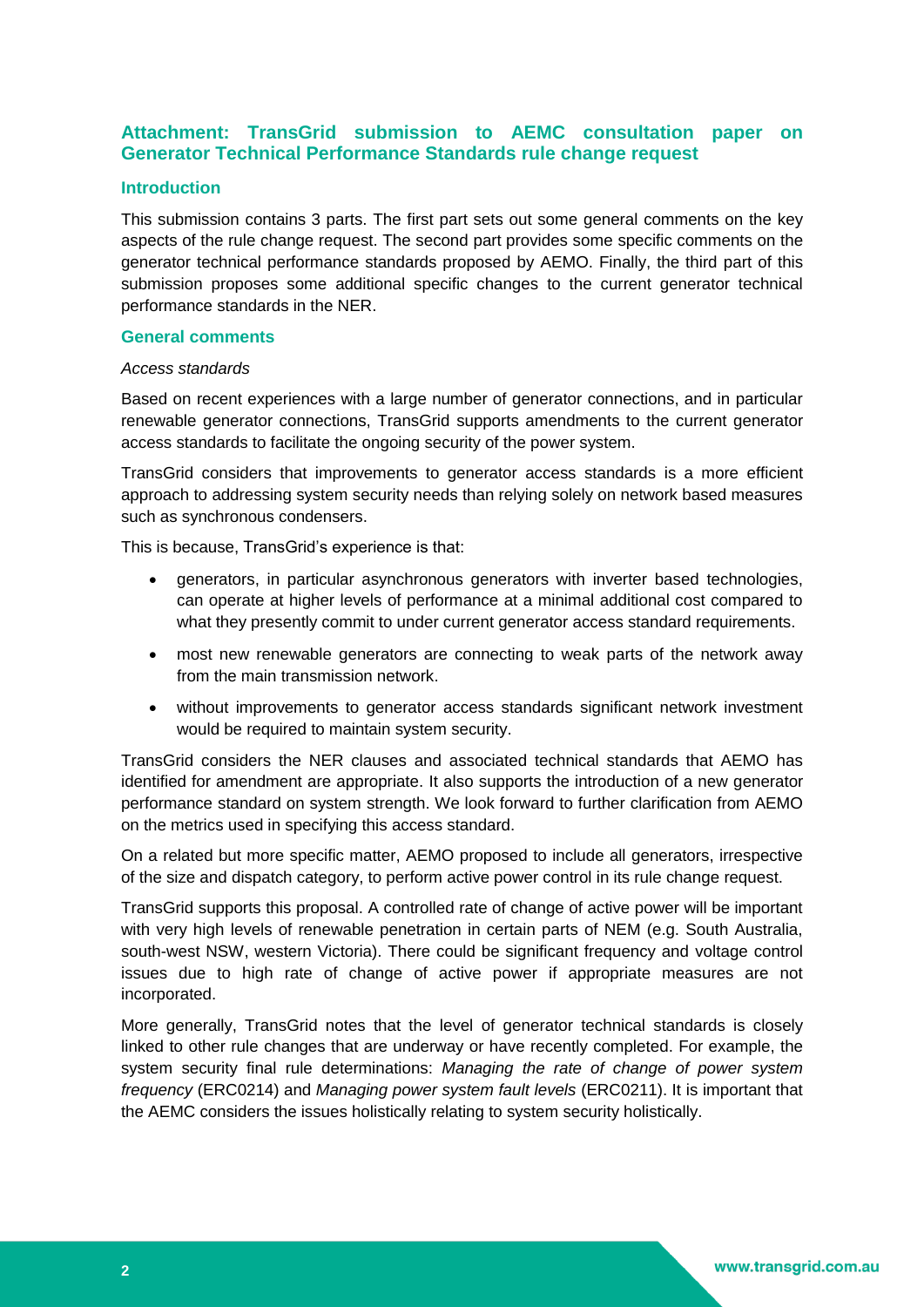## Attachment: TransGrid submission to AEMC consultation paper on Generator Technical Performance Standards rule change request

### Introduction

This submission contains 3 parts. The first part sets out some general comments on the key aspects of the rule change request. The second part provides some specific comments on the generator technical performance standards proposed by AEMO. Finally, the third part of this submission proposes some additional specific changes to the current generator technical performance standards in the NER.

### General comments

*Access standards*

Based on recent experiences with a large number of generator connections, and in particular renewable generator connections, TransGrid supports amendments to the current generator access standards to facilitate the ongoing security of the power system.

TransGrid considers that improvements to generator access standards is a more efficient approach to addressing system security needs than relying solely on network based measures such as synchronous condensers.

This is because, TransGrid's experience is that:

- generators, in particular asynchronous generators with inverter based technologies, can operate at higher levels of performance at a minimal additional cost compared to what they presently commit to under current generator access standard requirements.
- most new renewable generators are connecting to weak parts of the network away from the main transmission network.
- without improvements to generator access standards significant network investment would be required to maintain system security.

TransGrid considers the NER clauses and associated technical standards that AEMO has identified for amendment are appropriate. It also supports the introduction of a new generator performance standard on system strength. We look forward to further clarification from AEMO on the metrics used in specifying this access standard.

On a related but more specific matter, AEMO proposed to include all generators, irrespective of the size and dispatch category, to perform active power control in its rule change request.

TransGrid supports this proposal. A controlled rate of change of active power will be important with very high levels of renewable penetration in certain parts of NEM (e.g. South Australia, south-west NSW, western Victoria). There could be significant frequency and voltage control issues due to high rate of change of active power if appropriate measures are not incorporated.

More generally, TransGrid notes that the level of generator technical standards is closely linked to other rule changes that are underway or have recently completed. For example, the system security final rule determinations: *Managing the rate of change of power system frequency* (ERC0214) and *Managing power system fault levels* (ERC0211). It is important that the AEMC considers the issues holistically relating to system security holistically.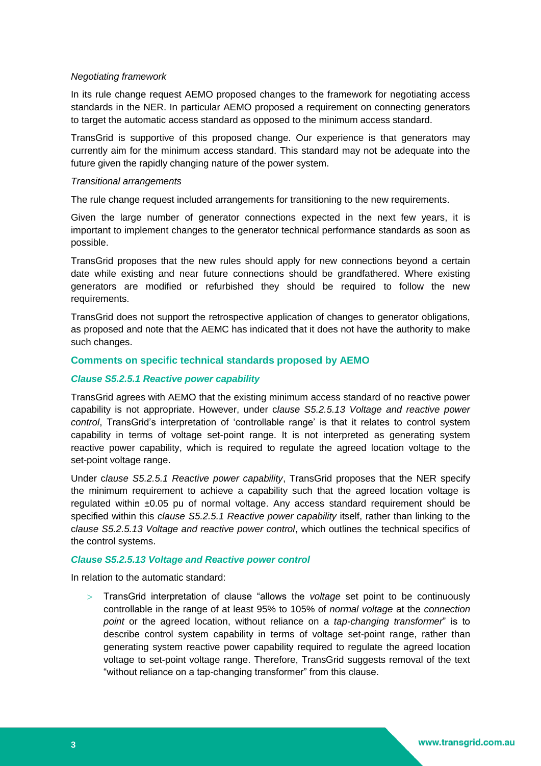*Negotiating framework*

In its rule change request AEMO proposed changes to the framework for negotiating access standards in the NER. In particular AEMO proposed a requirement on connecting generators to target the automatic access standard as opposed to the minimum access standard.

TransGrid is supportive of this proposed change. Our experience is that generators may currently aim for the minimum access standard. This standard may not be adequate into the future given the rapidly changing nature of the power system.

*Transitional arrangements*

The rule change request included arrangements for transitioning to the new requirements.

Given the large number of generator connections expected in the next few years, it is important to implement changes to the generator technical performance standards as soon as possible.

TransGrid proposes that the new rules should apply for new connections beyond a certain date while existing and near future connections should be grandfathered. Where existing generators are modified or refurbished they should be required to follow the new requirements.

TransGrid does not support the retrospective application of changes to generator obligations, as proposed and note that the AEMC has indicated that it does not have the authority to make such changes.

## Comments on specific technical standards proposed by AEMO

### *Clause S5.2.5.1 Reactive power capability*

TransGrid agrees with AEMO that the existing minimum access standard of no reactive power capability is not appropriate. However, under c*lause S5.2.5.13 Voltage and reactive power control*, TransGrid's interpretation of 'controllable range' is that it relates to control system capability in terms of voltage set-point range. It is not interpreted as generating system reactive power capability, which is required to regulate the agreed location voltage to the set-point voltage range.

Under c*lause S5.2.5.1 Reactive power capability*, TransGrid proposes that the NER specify the minimum requirement to achieve a capability such that the agreed location voltage is regulated within ±0.05 pu of normal voltage. Any access standard requirement should be specified within this *clause S5.2.5.1 Reactive power capability* itself, rather than linking to the c*lause S5.2.5.13 Voltage and reactive power control*, which outlines the technical specifics of the control systems.

### *Clause S5.2.5.13 Voltage and Reactive power control*

In relation to the automatic standard:

- TransGrid interpretation of clause "allows the *voltage* set point to be continuously controllable in the range of at least 95% to 105% of *normal voltage* at the *connection point* or the agreed location, without reliance on a *tap-changing transformer*" is to describe control system capability in terms of voltage set-point range, rather than generating system reactive power capability required to regulate the agreed location voltage to set-point voltage range. Therefore, TransGrid suggests removal of the text "without reliance on a tap-changing transformer" from this clause.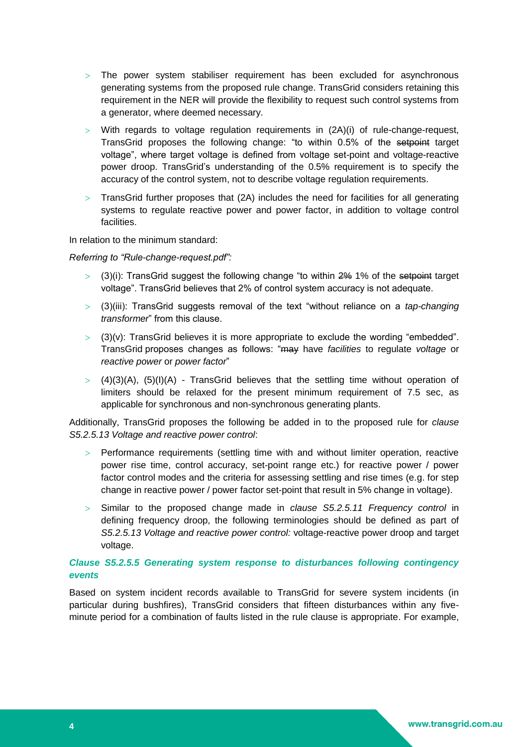- The power system stabiliser requirement has been excluded for asynchronous generating systems from the proposed rule change. TransGrid considers retaining this requirement in the NER will provide the flexibility to request such control systems from a generator, where deemed necessary.
- With regards to voltage regulation requirements in (2A)(i) of rule-change-request, TransGrid proposes the following change: "to within 0.5% of the ~~setpoint~~ target voltage", where target voltage is defined from voltage set-point and voltage-reactive power droop. TransGrid's understanding of the 0.5% requirement is to specify the accuracy of the control system, not to describe voltage regulation requirements.
- TransGrid further proposes that (2A) includes the need for facilities for all generating systems to regulate reactive power and power factor, in addition to voltage control facilities.

In relation to the minimum standard:

*Referring to "Rule-change-request.pdf":*

- (3)(i): TransGrid suggest the following change "to within ~~2%~~ 1% of the ~~setpoint~~ target voltage". TransGrid believes that 2% of control system accuracy is not adequate.
- (3)(iii): TransGrid suggests removal of the text "without reliance on a *tap-changing transformer*" from this clause.
- (3)(v): TransGrid believes it is more appropriate to exclude the wording "embedded". TransGrid proposes changes as follows: "~~may~~ have *facilities* to regulate *voltage* or *reactive power* or *power factor*"
- (4)(3)(A), (5)(I)(A) - TransGrid believes that the settling time without operation of limiters should be relaxed for the present minimum requirement of 7.5 sec, as applicable for synchronous and non-synchronous generating plants.

Additionally, TransGrid proposes the following be added in to the proposed rule for *clause S5.2.5.13 Voltage and reactive power control*:

- Performance requirements (settling time with and without limiter operation, reactive power rise time, control accuracy, set-point range etc.) for reactive power / power factor control modes and the criteria for assessing settling and rise times (e.g. for step change in reactive power / power factor set-point that result in 5% change in voltage).
- Similar to the proposed change made in *clause S5.2.5.11 Frequency control* in defining frequency droop, the following terminologies should be defined as part of *S5.2.5.13 Voltage and reactive power control:* voltage-reactive power droop and target voltage.

### *Clause S5.2.5.5 Generating system response to disturbances following contingency events*

Based on system incident records available to TransGrid for severe system incidents (in particular during bushfires), TransGrid considers that fifteen disturbances within any five-minute period for a combination of faults listed in the rule clause is appropriate. For example,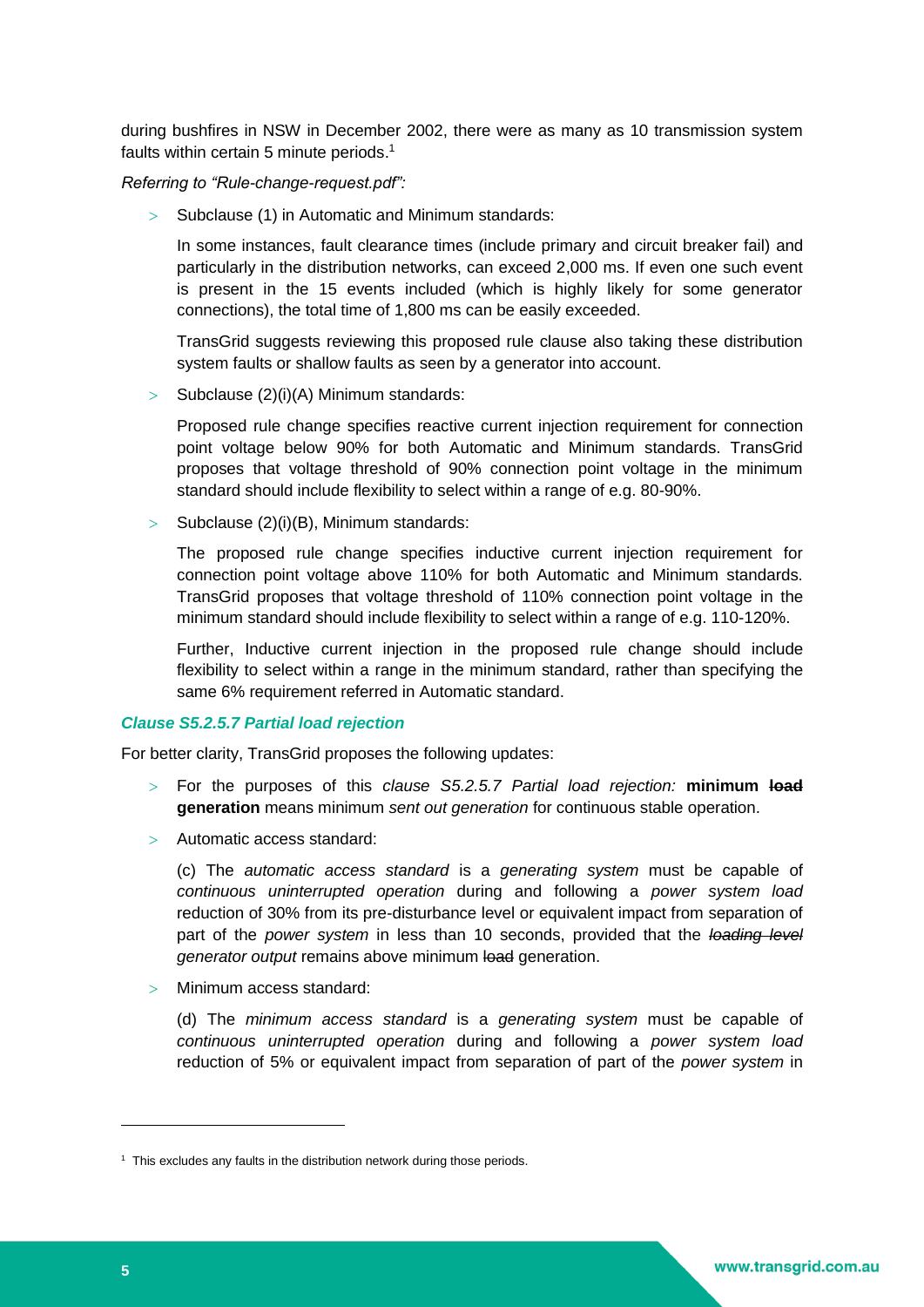during bushfires in NSW in December 2002, there were as many as 10 transmission system faults within certain 5 minute periods.[1]

*Referring to "Rule-change-request.pdf":*

- Subclause (1) in Automatic and Minimum standards:

  In some instances, fault clearance times (include primary and circuit breaker fail) and particularly in the distribution networks, can exceed 2,000 ms. If even one such event is present in the 15 events included (which is highly likely for some generator connections), the total time of 1,800 ms can be easily exceeded.

  TransGrid suggests reviewing this proposed rule clause also taking these distribution system faults or shallow faults as seen by a generator into account.

- Subclause (2)(i)(A) Minimum standards:

  Proposed rule change specifies reactive current injection requirement for connection point voltage below 90% for both Automatic and Minimum standards. TransGrid proposes that voltage threshold of 90% connection point voltage in the minimum standard should include flexibility to select within a range of e.g. 80-90%.

- Subclause (2)(i)(B), Minimum standards:

  The proposed rule change specifies inductive current injection requirement for connection point voltage above 110% for both Automatic and Minimum standards. TransGrid proposes that voltage threshold of 110% connection point voltage in the minimum standard should include flexibility to select within a range of e.g. 110-120%.

  Further, Inductive current injection in the proposed rule change should include flexibility to select within a range in the minimum standard, rather than specifying the same 6% requirement referred in Automatic standard.

### *Clause S5.2.5.7 Partial load rejection*

For better clarity, TransGrid proposes the following updates:

- For the purposes of this *clause S5.2.5.7 Partial load rejection:* **minimum ~~load~~ generation** means minimum *sent out generation* for continuous stable operation.

- Automatic access standard:

  (c) The *automatic access standard* is a *generating system* must be capable of *continuous uninterrupted operation* during and following a *power system load* reduction of 30% from its pre-disturbance level or equivalent impact from separation of part of the *power system* in less than 10 seconds, provided that the ~~*loading level*~~ *generator output* remains above minimum ~~load~~ generation.

- Minimum access standard:

  (d) The *minimum access standard* is a *generating system* must be capable of *continuous uninterrupted operation* during and following a *power system load* reduction of 5% or equivalent impact from separation of part of the *power system* in

[1] This excludes any faults in the distribution network during those periods.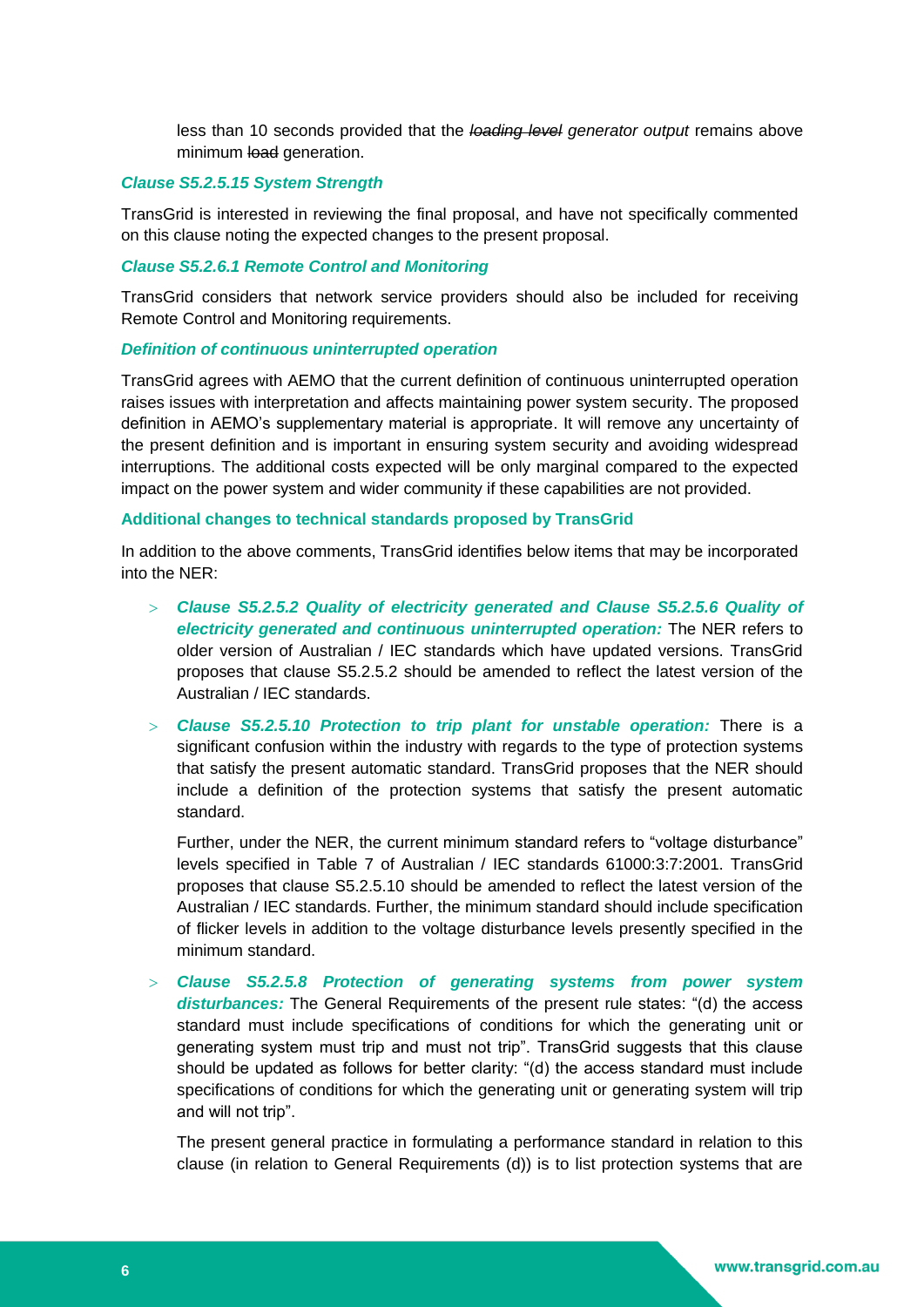less than 10 seconds provided that the ~~*loading level*~~ *generator output* remains above minimum ~~load~~ generation.

### *Clause S5.2.5.15 System Strength*

TransGrid is interested in reviewing the final proposal, and have not specifically commented on this clause noting the expected changes to the present proposal.

### *Clause S5.2.6.1 Remote Control and Monitoring*

TransGrid considers that network service providers should also be included for receiving Remote Control and Monitoring requirements.

### *Definition of continuous uninterrupted operation*

TransGrid agrees with AEMO that the current definition of continuous uninterrupted operation raises issues with interpretation and affects maintaining power system security. The proposed definition in AEMO's supplementary material is appropriate. It will remove any uncertainty of the present definition and is important in ensuring system security and avoiding widespread interruptions. The additional costs expected will be only marginal compared to the expected impact on the power system and wider community if these capabilities are not provided.

## Additional changes to technical standards proposed by TransGrid

In addition to the above comments, TransGrid identifies below items that may be incorporated into the NER:

- ***Clause S5.2.5.2 Quality of electricity generated and Clause S5.2.5.6 Quality of electricity generated and continuous uninterrupted operation:*** The NER refers to older version of Australian / IEC standards which have updated versions. TransGrid proposes that clause S5.2.5.2 should be amended to reflect the latest version of the Australian / IEC standards.

- ***Clause S5.2.5.10 Protection to trip plant for unstable operation:*** There is a significant confusion within the industry with regards to the type of protection systems that satisfy the present automatic standard. TransGrid proposes that the NER should include a definition of the protection systems that satisfy the present automatic standard.

  Further, under the NER, the current minimum standard refers to "voltage disturbance" levels specified in Table 7 of Australian / IEC standards 61000:3:7:2001. TransGrid proposes that clause S5.2.5.10 should be amended to reflect the latest version of the Australian / IEC standards. Further, the minimum standard should include specification of flicker levels in addition to the voltage disturbance levels presently specified in the minimum standard.

- ***Clause S5.2.5.8 Protection of generating systems from power system disturbances:*** The General Requirements of the present rule states: "(d) the access standard must include specifications of conditions for which the generating unit or generating system must trip and must not trip". TransGrid suggests that this clause should be updated as follows for better clarity: "(d) the access standard must include specifications of conditions for which the generating unit or generating system will trip and will not trip".

  The present general practice in formulating a performance standard in relation to this clause (in relation to General Requirements (d)) is to list protection systems that are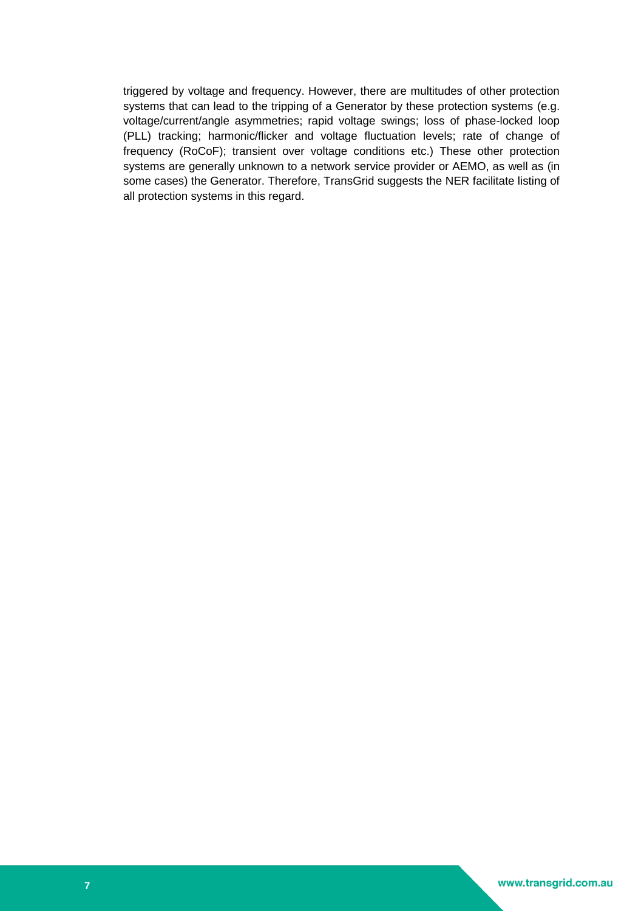triggered by voltage and frequency. However, there are multitudes of other protection systems that can lead to the tripping of a Generator by these protection systems (e.g. voltage/current/angle asymmetries; rapid voltage swings; loss of phase-locked loop (PLL) tracking; harmonic/flicker and voltage fluctuation levels; rate of change of frequency (RoCoF); transient over voltage conditions etc.) These other protection systems are generally unknown to a network service provider or AEMO, as well as (in some cases) the Generator. Therefore, TransGrid suggests the NER facilitate listing of all protection systems in this regard.